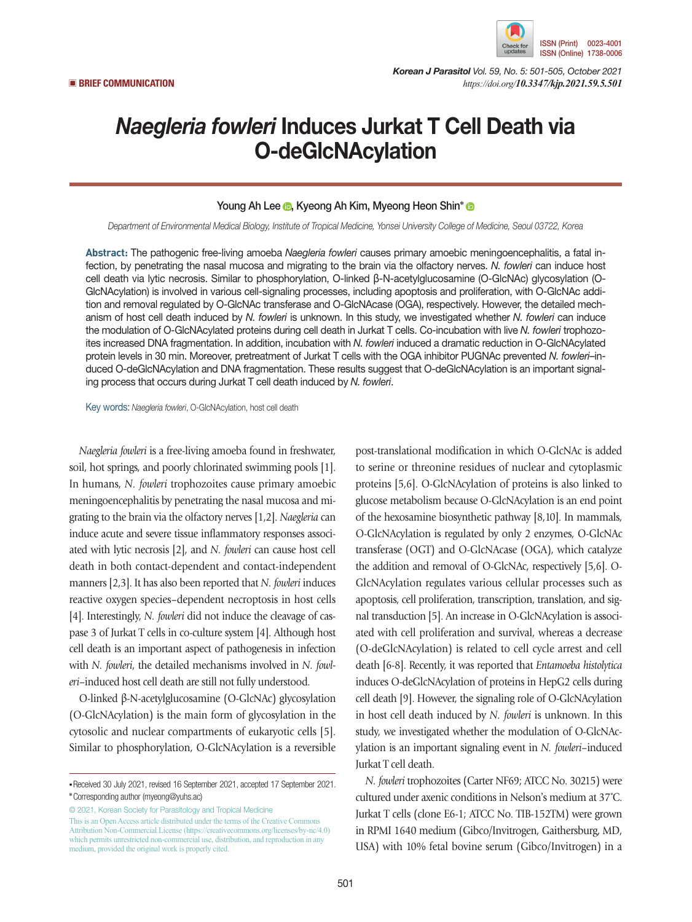BRIEF COMMUNICATION

# *Naegleria fowleri* Induces Jurkat T Cell Death via O-deGlcNAcylation

**Young Ah Lee, Kyeong Ah Kim, Myeong Heon Shin***

*Department of Environmental Medical Biology, Institute of Tropical Medicine, Yonsei University College of Medicine, Seoul 03722, Korea*

**Abstract:** The pathogenic free-living amoeba *Naegleria fowleri* causes primary amoebic meningoencephalitis, a fatal infection, by penetrating the nasal mucosa and migrating to the brain via the olfactory nerves. *N. fowleri* can induce host cell death via lytic necrosis. Similar to phosphorylation, O-linked β-N-acetylglucosamine (O-GlcNAc) glycosylation (O-GlcNAcylation) is involved in various cell-signaling processes, including apoptosis and proliferation, with O-GlcNAc addition and removal regulated by O-GlcNAc transferase and O-GlcNAcase (OGA), respectively. However, the detailed mechanism of host cell death induced by *N. fowleri* is unknown. In this study, we investigated whether *N. fowleri* can induce the modulation of O-GlcNAcylated proteins during cell death in Jurkat T cells. Co-incubation with live *N. fowleri* trophozoites increased DNA fragmentation. In addition, incubation with *N. fowleri* induced a dramatic reduction in O-GlcNAcylated protein levels in 30 min. Moreover, pretreatment of Jurkat T cells with the OGA inhibitor PUGNAc prevented *N. fowleri*–induced O-deGlcNAcylation and DNA fragmentation. These results suggest that O-deGlcNAcylation is an important signaling process that occurs during Jurkat T cell death induced by *N. fowleri*.

Key words: *Naegleria fowleri*, O-GlcNAcylation, host cell death

*Naegleria fowleri* is a free-living amoeba found in freshwater, soil, hot springs, and poorly chlorinated swimming pools [1]. In humans, *N. fowleri* trophozoites cause primary amoebic meningoencephalitis by penetrating the nasal mucosa and migrating to the brain via the olfactory nerves [1,2]. *Naegleria* can induce acute and severe tissue inflammatory responses associated with lytic necrosis [2], and *N. fowleri* can cause host cell death in both contact-dependent and contact-independent manners [2,3]. It has also been reported that *N. fowleri* induces reactive oxygen species–dependent necroptosis in host cells [4]. Interestingly, *N. fowleri* did not induce the cleavage of caspase 3 of Jurkat T cells in co-culture system [4]. Although host cell death is an important aspect of pathogenesis in infection with *N. fowleri*, the detailed mechanisms involved in *N. fowleri*–induced host cell death are still not fully understood.

O-linked β-N-acetylglucosamine (O-GlcNAc) glycosylation (O-GlcNAcylation) is the main form of glycosylation in the cytosolic and nuclear compartments of eukaryotic cells [5]. Similar to phosphorylation, O-GlcNAcylation is a reversible post-translational modification in which O-GlcNAc is added to serine or threonine residues of nuclear and cytoplasmic proteins [5,6]. O-GlcNAcylation of proteins is also linked to glucose metabolism because O-GlcNAcylation is an end point of the hexosamine biosynthetic pathway [8,10]. In mammals, O-GlcNAcylation is regulated by only 2 enzymes, O-GlcNAc transferase (OGT) and O-GlcNAcase (OGA), which catalyze the addition and removal of O-GlcNAc, respectively [5,6]. O-GlcNAcylation regulates various cellular processes such as apoptosis, cell proliferation, transcription, translation, and signal transduction [5]. An increase in O-GlcNAcylation is associated with cell proliferation and survival, whereas a decrease (O-deGlcNAcylation) is related to cell cycle arrest and cell death [6-8]. Recently, it was reported that *Entamoeba histolytica* induces O-deGlcNAcylation of proteins in HepG2 cells during cell death [9]. However, the signaling role of O-GlcNAcylation in host cell death induced by *N. fowleri* is unknown. In this study, we investigated whether the modulation of O-GlcNAcylation is an important signaling event in *N. fowleri*–induced Jurkat T cell death.

*N. fowleri* trophozoites (Carter NF69; ATCC No. 30215) were cultured under axenic conditions in Nelson's medium at 37˚C. Jurkat T cells (clone E6-1; ATCC No. TIB-152TM) were grown in RPMI 1640 medium (Gibco/Invitrogen, Gaithersburg, MD, USA) with 10% fetal bovine serum (Gibco/Invitrogen) in a

• Received 30 July 2021, revised 16 September 2021, accepted 17 September 2021.
* Corresponding author (myeong@yuhs.ac)

© 2021, Korean Society for Parasitology and Tropical Medicine
This is an Open Access article distributed under the terms of the Creative Commons Attribution Non-Commercial License (https://creativecommons.org/licenses/by-nc/4.0) which permits unrestricted non-commercial use, distribution, and reproduction in any medium, provided the original work is properly cited.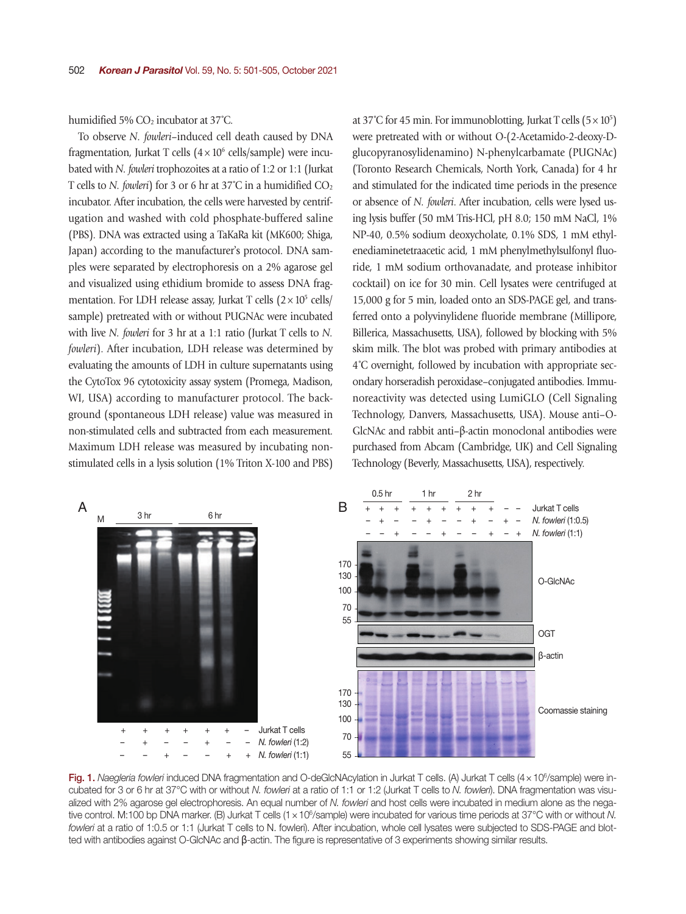humidified 5% $CO_2$ incubator at 37˚C.

To observe *N. fowleri*–induced cell death caused by DNA fragmentation, Jurkat T cells ($4\times10^6$ cells/sample) were incubated with *N. fowleri* trophozoites at a ratio of 1:2 or 1:1 (Jurkat T cells to *N. fowleri*) for 3 or 6 hr at 37˚C in a humidified $CO_2$ incubator. After incubation, the cells were harvested by centrifugation and washed with cold phosphate-buffered saline (PBS). DNA was extracted using a TaKaRa kit (MK600; Shiga, Japan) according to the manufacturer's protocol. DNA samples were separated by electrophoresis on a 2% agarose gel and visualized using ethidium bromide to assess DNA fragmentation. For LDH release assay, Jurkat T cells ($2\times10^5$ cells/sample) pretreated with or without PUGNAc were incubated with live *N. fowleri* for 3 hr at a 1:1 ratio (Jurkat T cells to *N. fowleri*). After incubation, LDH release was determined by evaluating the amounts of LDH in culture supernatants using the CytoTox 96 cytotoxicity assay system (Promega, Madison, WI, USA) according to manufacturer protocol. The background (spontaneous LDH release) value was measured in non-stimulated cells and subtracted from each measurement. Maximum LDH release was measured by incubating non-stimulated cells in a lysis solution (1% Triton X-100 and PBS) at 37˚C for 45 min. For immunoblotting, Jurkat T cells ($5\times10^5$) were pretreated with or without O-(2-Acetamido-2-deoxy-D-glucopyranosylidenamino) N-phenylcarbamate (PUGNAc) (Toronto Research Chemicals, North York, Canada) for 4 hr and stimulated for the indicated time periods in the presence or absence of *N. fowleri*. After incubation, cells were lysed using lysis buffer (50 mM Tris-HCl, pH 8.0; 150 mM NaCl, 1% NP-40, 0.5% sodium deoxycholate, 0.1% SDS, 1 mM ethylenediaminetetraacetic acid, 1 mM phenylmethylsulfonyl fluoride, 1 mM sodium orthovanadate, and protease inhibitor cocktail) on ice for 30 min. Cell lysates were centrifuged at 15,000 g for 5 min, loaded onto an SDS-PAGE gel, and transferred onto a polyvinylidene fluoride membrane (Millipore, Billerica, Massachusetts, USA), followed by blocking with 5% skim milk. The blot was probed with primary antibodies at 4˚C overnight, followed by incubation with appropriate secondary horseradish peroxidase–conjugated antibodies. Immunoreactivity was detected using LumiGLO (Cell Signaling Technology, Danvers, Massachusetts, USA). Mouse anti–O-GlcNAc and rabbit anti–β-actin monoclonal antibodies were purchased from Abcam (Cambridge, UK) and Cell Signaling Technology (Beverly, Massachusetts, USA), respectively.

Fig. 1. *Naegleria fowleri* induced DNA fragmentation and O-deGlcNAcylation in Jurkat T cells. (A) Jurkat T cells ($4\times10^6$/sample) were incubated for 3 or 6 hr at 37°C with or without *N. fowleri* at a ratio of 1:1 or 1:2 (Jurkat T cells to *N. fowleri*). DNA fragmentation was visualized with 2% agarose gel electrophoresis. An equal number of *N. fowleri* and host cells were incubated in medium alone as the negative control. M:100 bp DNA marker. (B) Jurkat T cells ($1\times10^6$/sample) were incubated for various time periods at 37°C with or without *N. fowleri* at a ratio of 1:0.5 or 1:1 (Jurkat T cells to N. fowleri). After incubation, whole cell lysates were subjected to SDS-PAGE and blotted with antibodies against O-GlcNAc and β-actin. The figure is representative of 3 experiments showing similar results.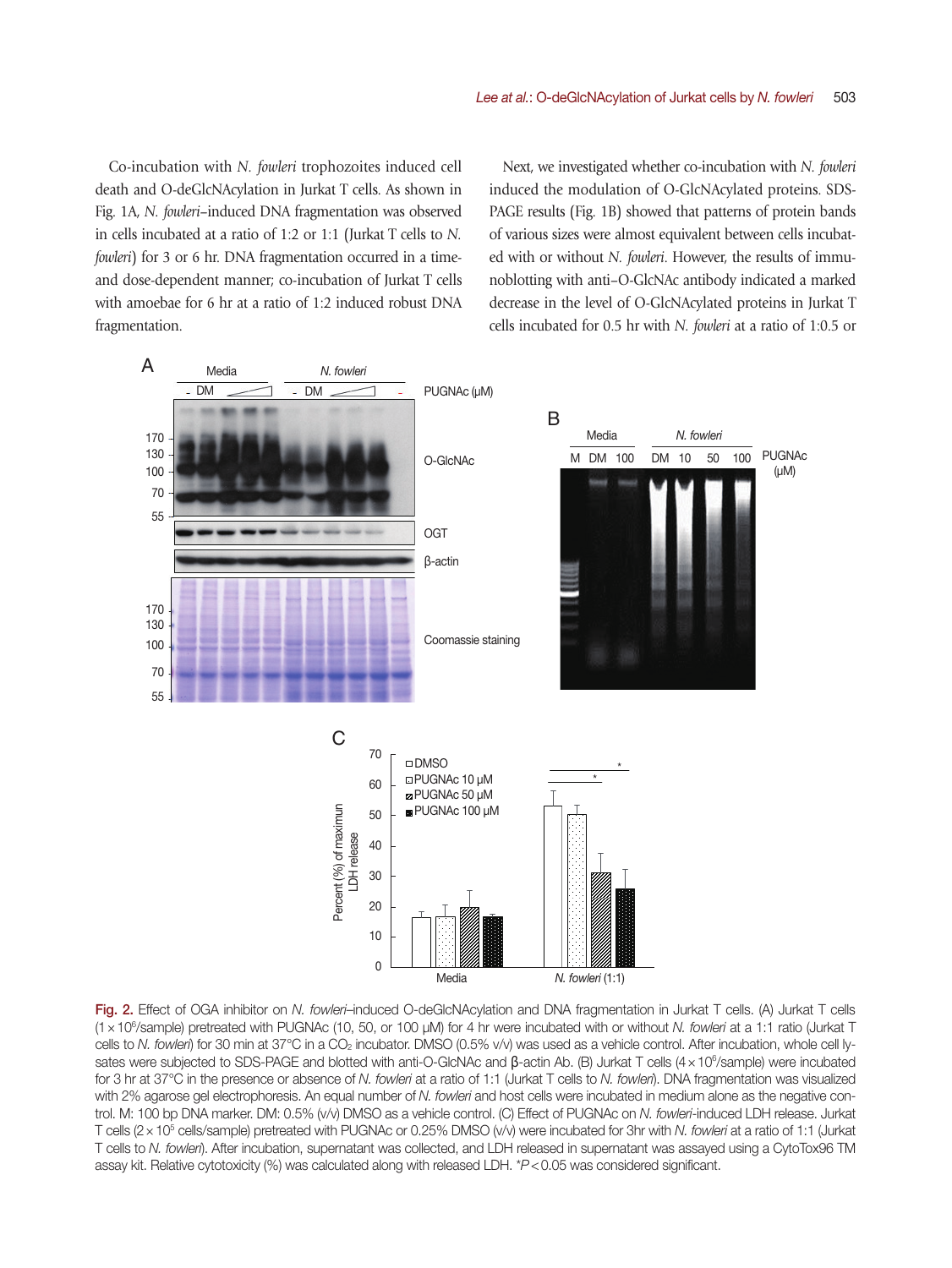Co-incubation with *N. fowleri* trophozoites induced cell death and O-deGlcNAcylation in Jurkat T cells. As shown in Fig. 1A, *N. fowleri*–induced DNA fragmentation was observed in cells incubated at a ratio of 1:2 or 1:1 (Jurkat T cells to *N. fowleri*) for 3 or 6 hr. DNA fragmentation occurred in a time- and dose-dependent manner; co-incubation of Jurkat T cells with amoebae for 6 hr at a ratio of 1:2 induced robust DNA fragmentation.

Next, we investigated whether co-incubation with *N. fowleri* induced the modulation of O-GlcNAcylated proteins. SDS-PAGE results (Fig. 1B) showed that patterns of protein bands of various sizes were almost equivalent between cells incubated with or without *N. fowleri*. However, the results of immunoblotting with anti–O-GlcNAc antibody indicated a marked decrease in the level of O-GlcNAcylated proteins in Jurkat T cells incubated for 0.5 hr with *N. fowleri* at a ratio of 1:0.5 or

**Fig. 2.** Effect of OGA inhibitor on *N. fowleri*–induced O-deGlcNAcylation and DNA fragmentation in Jurkat T cells. (A) Jurkat T cells ($1\times10^6$/sample) pretreated with PUGNAc (10, 50, or 100 μM) for 4 hr were incubated with or without *N. fowleri* at a 1:1 ratio (Jurkat T cells to *N. fowleri*) for 30 min at 37°C in a $CO_2$ incubator. DMSO (0.5% v/v) was used as a vehicle control. After incubation, whole cell lysates were subjected to SDS-PAGE and blotted with anti-O-GlcNAc and β-actin Ab. (B) Jurkat T cells ($4\times10^6$/sample) were incubated for 3 hr at 37°C in the presence or absence of *N. fowleri* at a ratio of 1:1 (Jurkat T cells to *N. fowleri*). DNA fragmentation was visualized with 2% agarose gel electrophoresis. An equal number of *N. fowleri* and host cells were incubated in medium alone as the negative control. M: 100 bp DNA marker. DM: 0.5% (v/v) DMSO as a vehicle control. (C) Effect of PUGNAc on *N. fowleri*-induced LDH release. Jurkat T cells ($2\times10^5$ cells/sample) pretreated with PUGNAc or 0.25% DMSO (v/v) were incubated for 3hr with *N. fowleri* at a ratio of 1:1 (Jurkat T cells to *N. fowleri*). After incubation, supernatant was collected, and LDH released in supernatant was assayed using a CytoTox96 TM assay kit. Relative cytotoxicity (%) was calculated along with released LDH. *$P<0.05$ was considered significant.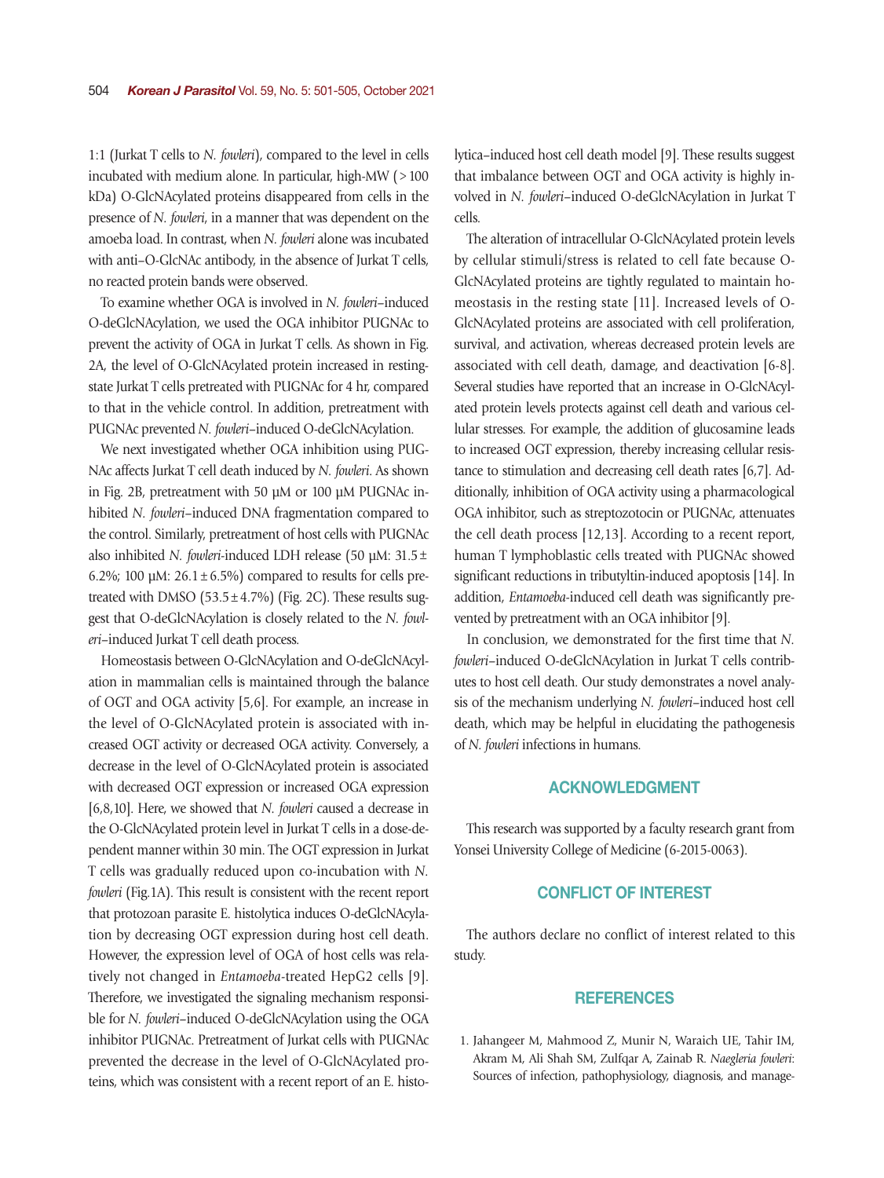1:1 (Jurkat T cells to *N. fowleri*), compared to the level in cells incubated with medium alone. In particular, high-MW (>100 kDa) O-GlcNAcylated proteins disappeared from cells in the presence of *N. fowleri*, in a manner that was dependent on the amoeba load. In contrast, when *N. fowleri* alone was incubated with anti–O-GlcNAc antibody, in the absence of Jurkat T cells, no reacted protein bands were observed.

To examine whether OGA is involved in *N. fowleri*–induced O-deGlcNAcylation, we used the OGA inhibitor PUGNAc to prevent the activity of OGA in Jurkat T cells. As shown in Fig. 2A, the level of O-GlcNAcylated protein increased in resting-state Jurkat T cells pretreated with PUGNAc for 4 hr, compared to that in the vehicle control. In addition, pretreatment with PUGNAc prevented *N. fowleri*–induced O-deGlcNAcylation.

We next investigated whether OGA inhibition using PUGNAc affects Jurkat T cell death induced by *N. fowleri*. As shown in Fig. 2B, pretreatment with 50 μM or 100 μM PUGNAc inhibited *N. fowleri*–induced DNA fragmentation compared to the control. Similarly, pretreatment of host cells with PUGNAc also inhibited *N. fowleri*-induced LDH release (50 μM: 31.5± 6.2%; 100 μM: 26.1±6.5%) compared to results for cells pretreated with DMSO (53.5±4.7%) (Fig. 2C). These results suggest that O-deGlcNAcylation is closely related to the *N. fowleri*–induced Jurkat T cell death process.

Homeostasis between O-GlcNAcylation and O-deGlcNAcylation in mammalian cells is maintained through the balance of OGT and OGA activity [5,6]. For example, an increase in the level of O-GlcNAcylated protein is associated with increased OGT activity or decreased OGA activity. Conversely, a decrease in the level of O-GlcNAcylated protein is associated with decreased OGT expression or increased OGA expression [6,8,10]. Here, we showed that *N. fowleri* caused a decrease in the O-GlcNAcylated protein level in Jurkat T cells in a dose-dependent manner within 30 min. The OGT expression in Jurkat T cells was gradually reduced upon co-incubation with *N. fowleri* (Fig.1A). This result is consistent with the recent report that protozoan parasite E. histolytica induces O-deGlcNAcylation by decreasing OGT expression during host cell death. However, the expression level of OGA of host cells was relatively not changed in *Entamoeba*-treated HepG2 cells [9]. Therefore, we investigated the signaling mechanism responsible for *N. fowleri*–induced O-deGlcNAcylation using the OGA inhibitor PUGNAc. Pretreatment of Jurkat cells with PUGNAc prevented the decrease in the level of O-GlcNAcylated proteins, which was consistent with a recent report of an E. histolytica–induced host cell death model [9]. These results suggest that imbalance between OGT and OGA activity is highly involved in *N. fowleri*–induced O-deGlcNAcylation in Jurkat T cells.

The alteration of intracellular O-GlcNAcylated protein levels by cellular stimuli/stress is related to cell fate because O-GlcNAcylated proteins are tightly regulated to maintain homeostasis in the resting state [11]. Increased levels of O-GlcNAcylated proteins are associated with cell proliferation, survival, and activation, whereas decreased protein levels are associated with cell death, damage, and deactivation [6-8]. Several studies have reported that an increase in O-GlcNAcylated protein levels protects against cell death and various cellular stresses. For example, the addition of glucosamine leads to increased OGT expression, thereby increasing cellular resistance to stimulation and decreasing cell death rates [6,7]. Additionally, inhibition of OGA activity using a pharmacological OGA inhibitor, such as streptozotocin or PUGNAc, attenuates the cell death process [12,13]. According to a recent report, human T lymphoblastic cells treated with PUGNAc showed significant reductions in tributyltin-induced apoptosis [14]. In addition, *Entamoeba*-induced cell death was significantly prevented by pretreatment with an OGA inhibitor [9].

In conclusion, we demonstrated for the first time that *N. fowleri*–induced O-deGlcNAcylation in Jurkat T cells contributes to host cell death. Our study demonstrates a novel analysis of the mechanism underlying *N. fowleri*–induced host cell death, which may be helpful in elucidating the pathogenesis of *N. fowleri* infections in humans.

## ACKNOWLEDGMENT

This research was supported by a faculty research grant from Yonsei University College of Medicine (6-2015-0063).

## CONFLICT OF INTEREST

The authors declare no conflict of interest related to this study.

## REFERENCES

1. Jahangeer M, Mahmood Z, Munir N, Waraich UE, Tahir IM, Akram M, Ali Shah SM, Zulfqar A, Zainab R. *Naegleria fowleri*: Sources of infection, pathophysiology, diagnosis, and manage-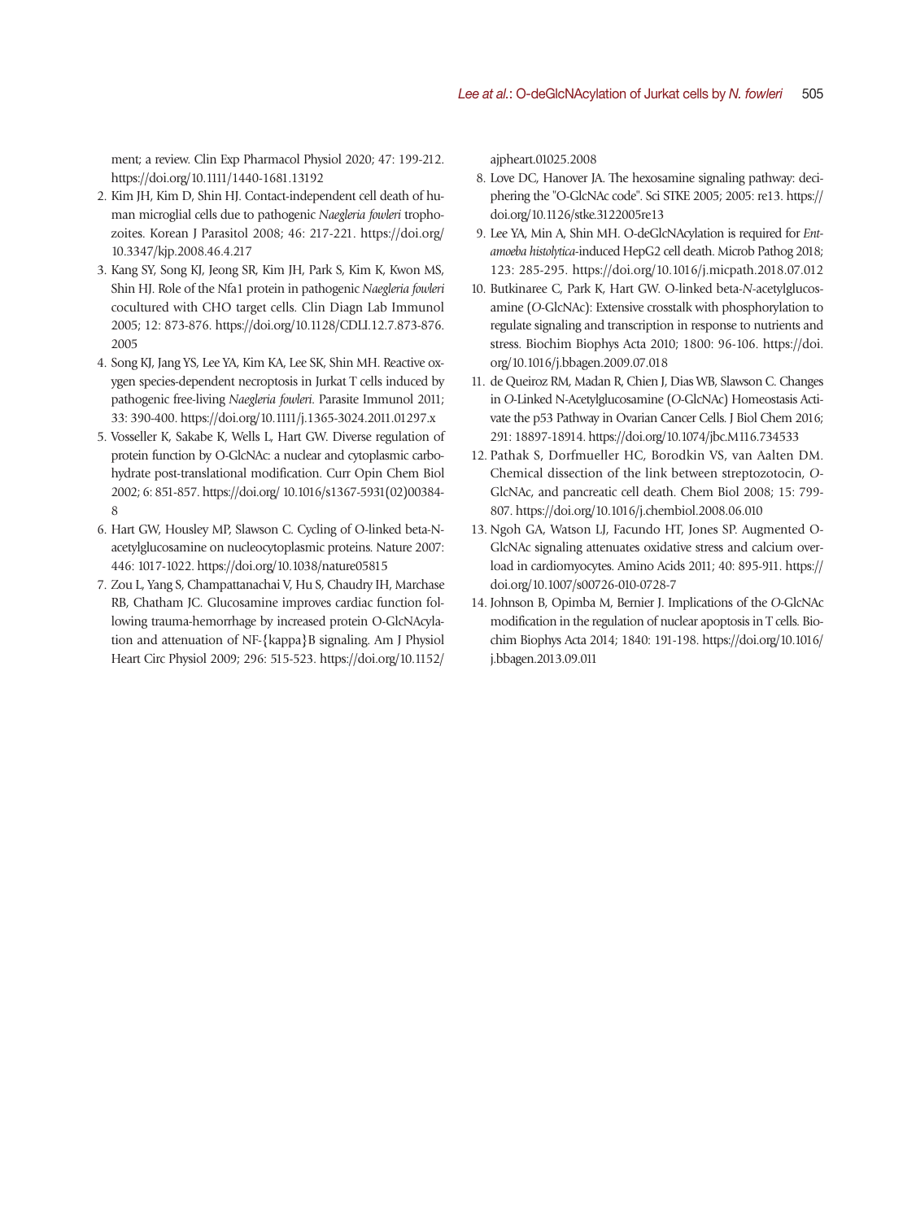ment; a review. Clin Exp Pharmacol Physiol 2020; 47: 199-212. https://doi.org/10.1111/1440-1681.13192

2. Kim JH, Kim D, Shin HJ. Contact-independent cell death of human microglial cells due to pathogenic *Naegleria fowleri* trophozoites. Korean J Parasitol 2008; 46: 217-221. https://doi.org/10.3347/kjp.2008.46.4.217
3. Kang SY, Song KJ, Jeong SR, Kim JH, Park S, Kim K, Kwon MS, Shin HJ. Role of the Nfa1 protein in pathogenic *Naegleria fowleri* cocultured with CHO target cells. Clin Diagn Lab Immunol 2005; 12: 873-876. https://doi.org/10.1128/CDLI.12.7.873-876.2005
4. Song KJ, Jang YS, Lee YA, Kim KA, Lee SK, Shin MH. Reactive oxygen species-dependent necroptosis in Jurkat T cells induced by pathogenic free-living *Naegleria fowleri*. Parasite Immunol 2011; 33: 390-400. https://doi.org/10.1111/j.1365-3024.2011.01297.x
5. Vosseller K, Sakabe K, Wells L, Hart GW. Diverse regulation of protein function by O-GlcNAc: a nuclear and cytoplasmic carbohydrate post-translational modification. Curr Opin Chem Biol 2002; 6: 851-857. https://doi.org/ 10.1016/s1367-5931(02)00384-8
6. Hart GW, Housley MP, Slawson C. Cycling of O-linked beta-N-acetylglucosamine on nucleocytoplasmic proteins. Nature 2007: 446: 1017-1022. https://doi.org/10.1038/nature05815
7. Zou L, Yang S, Champattanachai V, Hu S, Chaudry IH, Marchase RB, Chatham JC. Glucosamine improves cardiac function following trauma-hemorrhage by increased protein O-GlcNAcylation and attenuation of NF-{kappa}B signaling. Am J Physiol Heart Circ Physiol 2009; 296: 515-523. https://doi.org/10.1152/ajpheart.01025.2008
8. Love DC, Hanover JA. The hexosamine signaling pathway: deciphering the "O-GlcNAc code". Sci STKE 2005; 2005: re13. https://doi.org/10.1126/stke.3122005re13
9. Lee YA, Min A, Shin MH. O-deGlcNAcylation is required for *Entamoeba histolytica*-induced HepG2 cell death. Microb Pathog 2018; 123: 285-295. https://doi.org/10.1016/j.micpath.2018.07.012
10. Butkinaree C, Park K, Hart GW. O-linked beta-*N*-acetylglucosamine (*O*-GlcNAc): Extensive crosstalk with phosphorylation to regulate signaling and transcription in response to nutrients and stress. Biochim Biophys Acta 2010; 1800: 96-106. https://doi.org/10.1016/j.bbagen.2009.07.018
11. de Queiroz RM, Madan R, Chien J, Dias WB, Slawson C. Changes in *O*-Linked N-Acetylglucosamine (*O*-GlcNAc) Homeostasis Activate the p53 Pathway in Ovarian Cancer Cells. J Biol Chem 2016; 291: 18897-18914. https://doi.org/10.1074/jbc.M116.734533
12. Pathak S, Dorfmueller HC, Borodkin VS, van Aalten DM. Chemical dissection of the link between streptozotocin, *O*-GlcNAc, and pancreatic cell death. Chem Biol 2008; 15: 799-807. https://doi.org/10.1016/j.chembiol.2008.06.010
13. Ngoh GA, Watson LJ, Facundo HT, Jones SP. Augmented O-GlcNAc signaling attenuates oxidative stress and calcium overload in cardiomyocytes. Amino Acids 2011; 40: 895-911. https://doi.org/10.1007/s00726-010-0728-7
14. Johnson B, Opimba M, Bernier J. Implications of the *O*-GlcNAc modification in the regulation of nuclear apoptosis in T cells. Biochim Biophys Acta 2014; 1840: 191-198. https://doi.org/10.1016/j.bbagen.2013.09.011